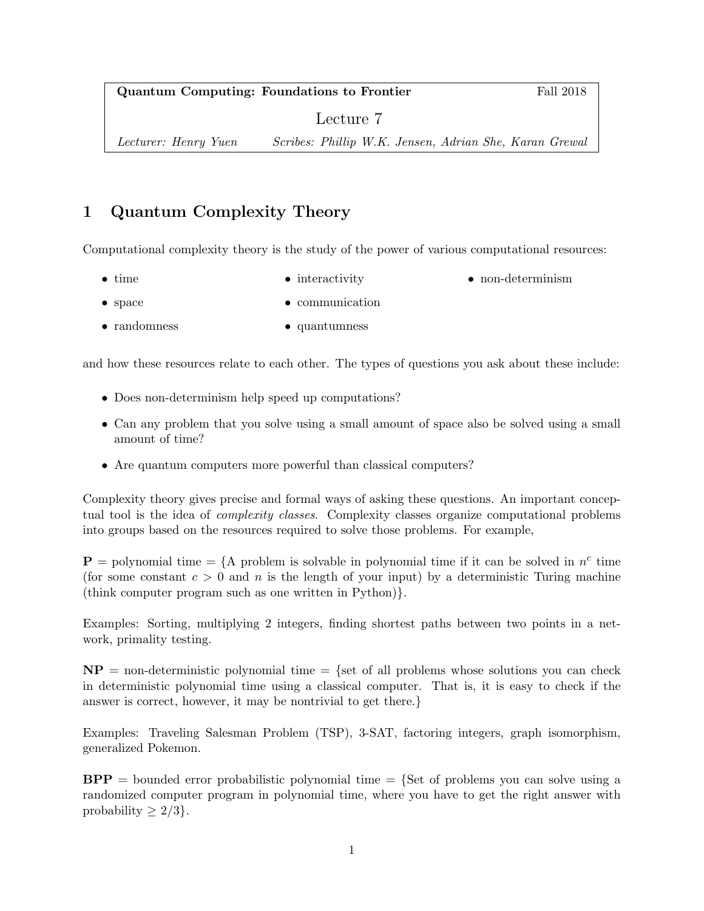**Quantum Computing: Foundations to Frontier** | Fall 2018

Lecture 7

*Lecturer: Henry Yuen* | *Scribes: Phillip W.K. Jensen, Adrian She, Karan Grewal*

# 1 Quantum Complexity Theory

Computational complexity theory is the study of the power of various computational resources:

- time
- space
- randomness
- interactivity
- communication
- quantumness
- non-determinism

and how these resources relate to each other. The types of questions you ask about these include:

- Does non-determinism help speed up computations?
- Can any problem that you solve using a small amount of space also be solved using a small amount of time?
- Are quantum computers more powerful than classical computers?

Complexity theory gives precise and formal ways of asking these questions. An important conceptual tool is the idea of *complexity classes*. Complexity classes organize computational problems into groups based on the resources required to solve those problems. For example,

**P** = polynomial time = {A problem is solvable in polynomial time if it can be solved in $n^c$ time (for some constant $c > 0$ and $n$ is the length of your input) by a deterministic Turing machine (think computer program such as one written in Python)}.

Examples: Sorting, multiplying 2 integers, finding shortest paths between two points in a network, primality testing.

**NP** = non-deterministic polynomial time = {set of all problems whose solutions you can check in deterministic polynomial time using a classical computer. That is, it is easy to check if the answer is correct, however, it may be nontrivial to get there.}

Examples: Traveling Salesman Problem (TSP), 3-SAT, factoring integers, graph isomorphism, generalized Pokemon.

**BPP** = bounded error probabilistic polynomial time = {Set of problems you can solve using a randomized computer program in polynomial time, where you have to get the right answer with probability $\geq 2/3$}.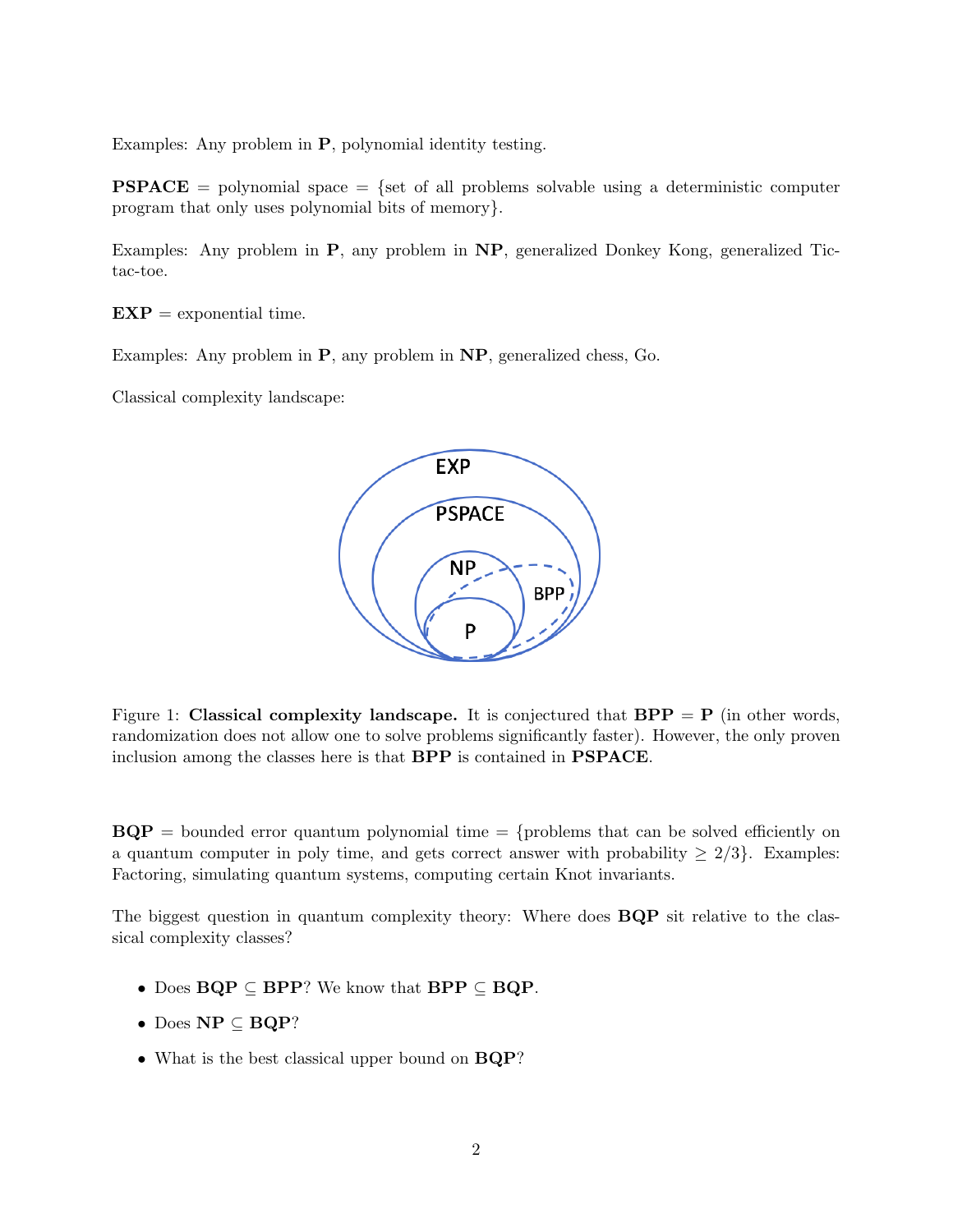Examples: Any problem in **P**, polynomial identity testing.

**PSPACE** = polynomial space = {set of all problems solvable using a deterministic computer program that only uses polynomial bits of memory}.

Examples: Any problem in **P**, any problem in **NP**, generalized Donkey Kong, generalized Tic-tac-toe.

**EXP** = exponential time.

Examples: Any problem in **P**, any problem in **NP**, generalized chess, Go.

Classical complexity landscape:

Figure 1: **Classical complexity landscape.** It is conjectured that **BPP** = **P** (in other words, randomization does not allow one to solve problems significantly faster). However, the only proven inclusion among the classes here is that **BPP** is contained in **PSPACE**.

**BQP** = bounded error quantum polynomial time = {problems that can be solved efficiently on a quantum computer in poly time, and gets correct answer with probability $\geq 2/3$}. Examples: Factoring, simulating quantum systems, computing certain Knot invariants.

The biggest question in quantum complexity theory: Where does **BQP** sit relative to the classical complexity classes?

- Does **BQP** $\subseteq$ **BPP**? We know that **BPP** $\subseteq$ **BQP**.
- Does **NP** $\subseteq$ **BQP**?
- What is the best classical upper bound on **BQP**?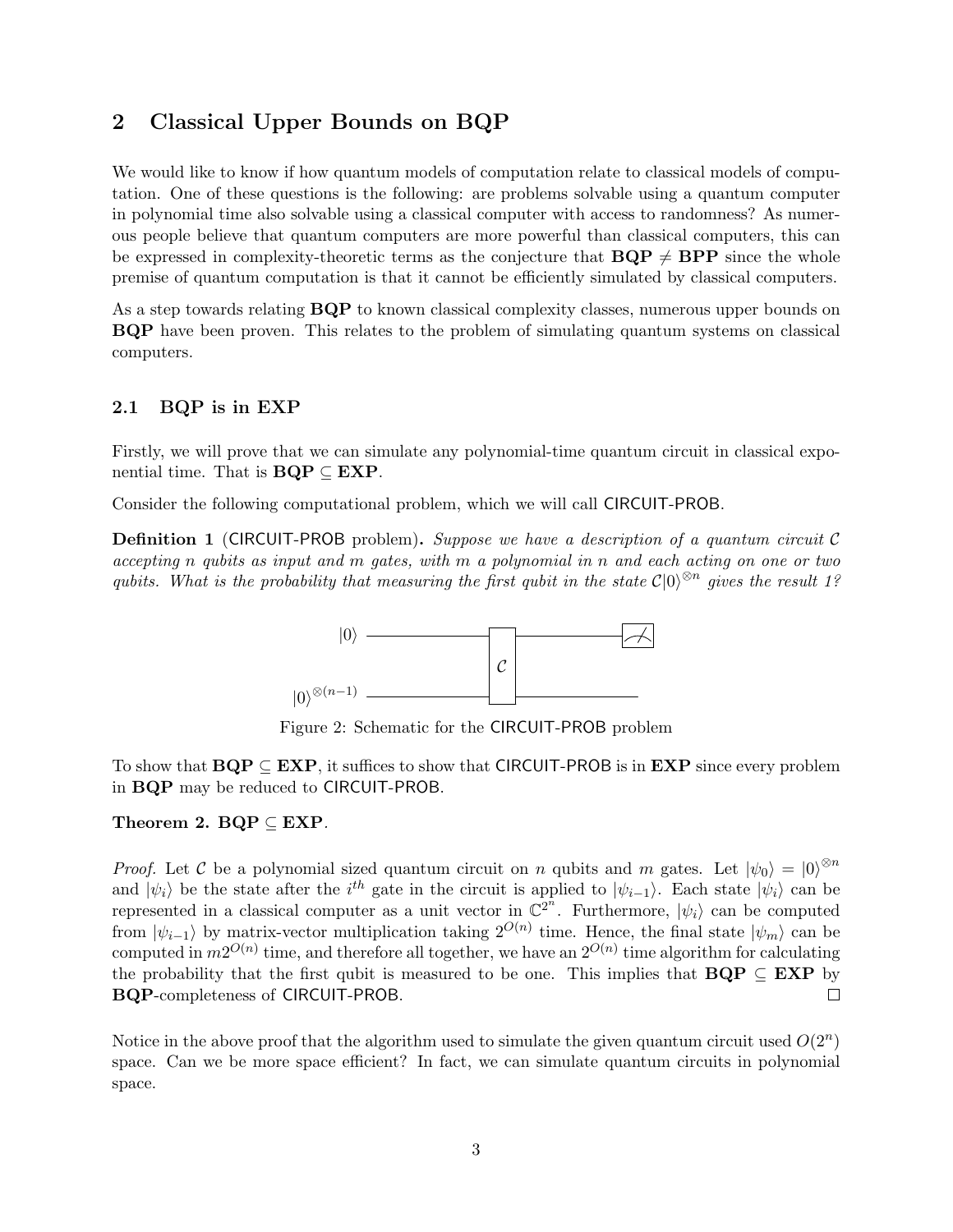## 2 Classical Upper Bounds on BQP

We would like to know if how quantum models of computation relate to classical models of computation. One of these questions is the following: are problems solvable using a quantum computer in polynomial time also solvable using a classical computer with access to randomness? As numerous people believe that quantum computers are more powerful than classical computers, this can be expressed in complexity-theoretic terms as the conjecture that **BQP** $\neq$ **BPP** since the whole premise of quantum computation is that it cannot be efficiently simulated by classical computers.

As a step towards relating **BQP** to known classical complexity classes, numerous upper bounds on **BQP** have been proven. This relates to the problem of simulating quantum systems on classical computers.

### 2.1 BQP is in EXP

Firstly, we will prove that we can simulate any polynomial-time quantum circuit in classical exponential time. That is **BQP** $\subseteq$ **EXP**.

Consider the following computational problem, which we will call CIRCUIT-PROB.

**Definition 1** (CIRCUIT-PROB problem)**.** *Suppose we have a description of a quantum circuit $\mathcal{C}$ accepting $n$ qubits as input and $m$ gates, with $m$ a polynomial in $n$ and each acting on one or two qubits. What is the probability that measuring the first qubit in the state $\mathcal{C}|0\rangle^{\otimes n}$ gives the result 1?*

Figure 2: Schematic for the CIRCUIT-PROB problem

To show that **BQP** $\subseteq$ **EXP**, it suffices to show that CIRCUIT-PROB is in **EXP** since every problem in **BQP** may be reduced to CIRCUIT-PROB.

**Theorem 2. BQP** $\subseteq$ **EXP**.

*Proof.* Let $\mathcal{C}$ be a polynomial sized quantum circuit on $n$ qubits and $m$ gates. Let $|\psi_0\rangle = |0\rangle^{\otimes n}$ and $|\psi_i\rangle$ be the state after the $i^{th}$ gate in the circuit is applied to $|\psi_{i-1}\rangle$. Each state $|\psi_i\rangle$ can be represented in a classical computer as a unit vector in $\mathbb{C}^{2^n}$. Furthermore, $|\psi_i\rangle$ can be computed from $|\psi_{i-1}\rangle$ by matrix-vector multiplication taking $2^{O(n)}$ time. Hence, the final state $|\psi_m\rangle$ can be computed in $m2^{O(n)}$ time, and therefore all together, we have an $2^{O(n)}$ time algorithm for calculating the probability that the first qubit is measured to be one. This implies that **BQP** $\subseteq$ **EXP** by **BQP**-completeness of CIRCUIT-PROB. $\square$

Notice in the above proof that the algorithm used to simulate the given quantum circuit used $O(2^n)$ space. Can we be more space efficient? In fact, we can simulate quantum circuits in polynomial space.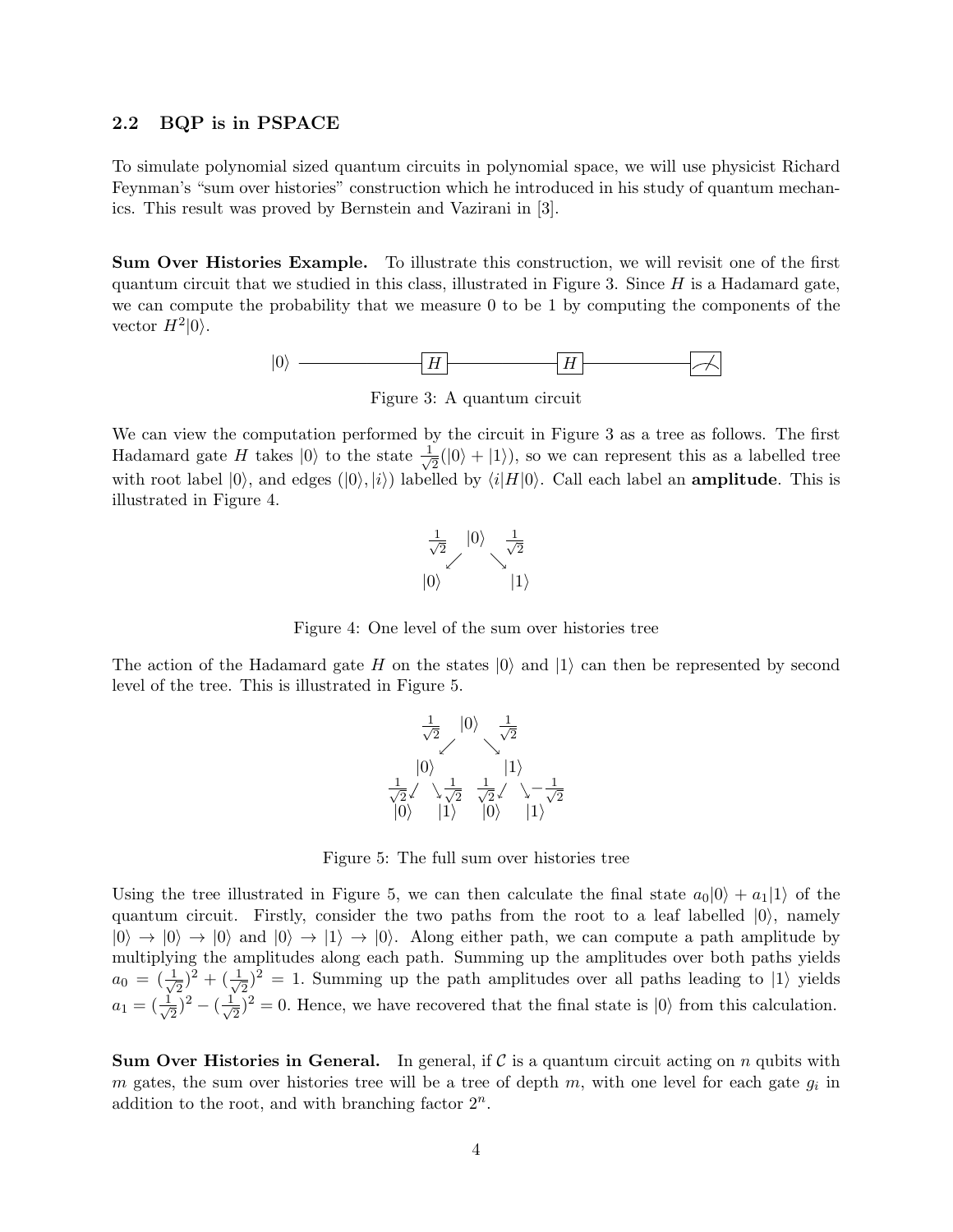### 2.2 BQP is in PSPACE

To simulate polynomial sized quantum circuits in polynomial space, we will use physicist Richard Feynman's "sum over histories" construction which he introduced in his study of quantum mechanics. This result was proved by Bernstein and Vazirani in [3].

**Sum Over Histories Example.** To illustrate this construction, we will revisit one of the first quantum circuit that we studied in this class, illustrated in Figure 3. Since $H$ is a Hadamard gate, we can compute the probability that we measure 0 to be 1 by computing the components of the vector $H^2|0\rangle$.

$|0\rangle$ —— $H$ —— $H$ —— (measure)

Figure 3: A quantum circuit

We can view the computation performed by the circuit in Figure 3 as a tree as follows. The first Hadamard gate $H$ takes $|0\rangle$ to the state $\frac{1}{\sqrt{2}}(|0\rangle + |1\rangle)$, so we can represent this as a labelled tree with root label $|0\rangle$, and edges $(|0\rangle, |i\rangle)$ labelled by $\langle i|H|0\rangle$. Call each label an **amplitude**. This is illustrated in Figure 4.

$$
\begin{array}{ccc}
\frac{1}{\sqrt{2}} & |0\rangle & \frac{1}{\sqrt{2}} \\
\swarrow & & \searrow \\
|0\rangle & & |1\rangle
\end{array}
$$

Figure 4: One level of the sum over histories tree

The action of the Hadamard gate $H$ on the states $|0\rangle$ and $|1\rangle$ can then be represented by second level of the tree. This is illustrated in Figure 5.

$$
\begin{array}{cccc}
\frac{1}{\sqrt{2}} & |0\rangle & & \frac{1}{\sqrt{2}} \\
\swarrow & & & \searrow \\
|0\rangle & & & |1\rangle \\
\frac{1}{\sqrt{2}}\swarrow \quad \searrow\frac{1}{\sqrt{2}} & & & \frac{1}{\sqrt{2}}\swarrow \quad \searrow-\frac{1}{\sqrt{2}} \\
|0\rangle \quad\quad |1\rangle & & & |0\rangle \quad\quad |1\rangle
\end{array}
$$

Figure 5: The full sum over histories tree

Using the tree illustrated in Figure 5, we can then calculate the final state $a_0|0\rangle + a_1|1\rangle$ of the quantum circuit. Firstly, consider the two paths from the root to a leaf labelled $|0\rangle$, namely $|0\rangle \to |0\rangle \to |0\rangle$ and $|0\rangle \to |1\rangle \to |0\rangle$. Along either path, we can compute a path amplitude by multiplying the amplitudes along each path. Summing up the amplitudes over both paths yields $a_0 = (\frac{1}{\sqrt{2}})^2 + (\frac{1}{\sqrt{2}})^2 = 1$. Summing up the path amplitudes over all paths leading to $|1\rangle$ yields $a_1 = (\frac{1}{\sqrt{2}})^2 - (\frac{1}{\sqrt{2}})^2 = 0$. Hence, we have recovered that the final state is $|0\rangle$ from this calculation.

**Sum Over Histories in General.** In general, if $\mathcal{C}$ is a quantum circuit acting on $n$ qubits with $m$ gates, the sum over histories tree will be a tree of depth $m$, with one level for each gate $g_i$ in addition to the root, and with branching factor $2^n$.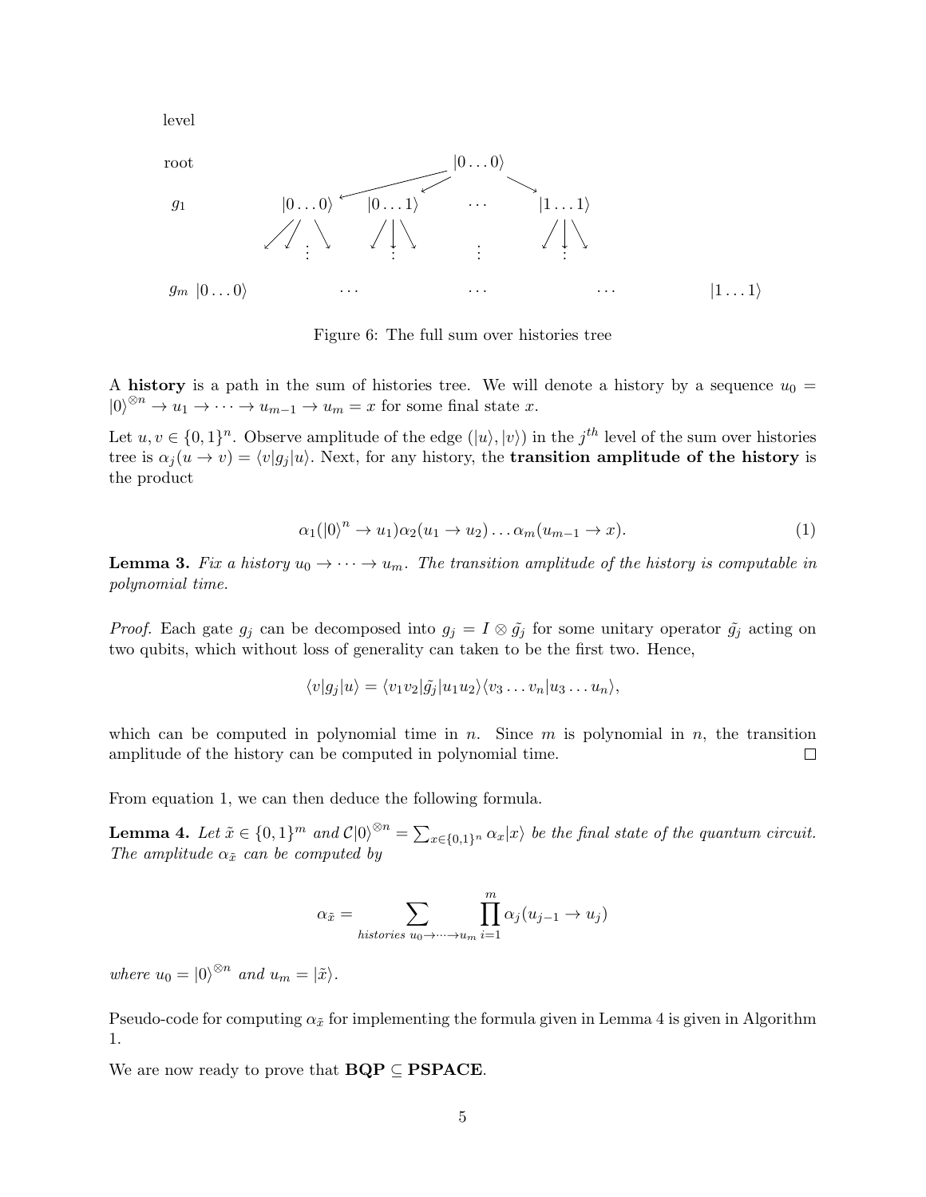level

root $|0\dots0\rangle$

$g_1$ $|0\dots0\rangle$ $|0\dots1\rangle$ $\cdots$ $|1\dots1\rangle$

$g_m$ $|0\dots0\rangle$ $\cdots$ $\cdots$ $\cdots$ $|1\dots1\rangle$

Figure 6: The full sum over histories tree

A **history** is a path in the sum of histories tree. We will denote a history by a sequence $u_0 = |0\rangle^{\otimes n} \to u_1 \to \cdots \to u_{m-1} \to u_m = x$ for some final state $x$.

Let $u, v \in \{0,1\}^n$. Observe amplitude of the edge $(|u\rangle, |v\rangle)$ in the $j^{th}$ level of the sum over histories tree is $\alpha_j(u \to v) = \langle v|g_j|u\rangle$. Next, for any history, the **transition amplitude of the history** is the product

$$\alpha_1(|0\rangle^n \to u_1)\alpha_2(u_1 \to u_2)\dots\alpha_m(u_{m-1} \to x). \tag{1}$$

**Lemma 3.** *Fix a history $u_0 \to \cdots \to u_m$. The transition amplitude of the history is computable in polynomial time.*

*Proof.* Each gate $g_j$ can be decomposed into $g_j = I \otimes \tilde{g_j}$ for some unitary operator $\tilde{g_j}$ acting on two qubits, which without loss of generality can taken to be the first two. Hence,

$$\langle v|g_j|u\rangle = \langle v_1v_2|\tilde{g_j}|u_1u_2\rangle\langle v_3\dots v_n|u_3\dots u_n\rangle,$$

which can be computed in polynomial time in $n$. Since $m$ is polynomial in $n$, the transition amplitude of the history can be computed in polynomial time. □

From equation 1, we can then deduce the following formula.

**Lemma 4.** *Let $\tilde{x} \in \{0,1\}^m$ and $\mathcal{C}|0\rangle^{\otimes n} = \sum_{x\in\{0,1\}^n} \alpha_x|x\rangle$ be the final state of the quantum circuit. The amplitude $\alpha_{\tilde{x}}$ can be computed by*

$$\alpha_{\tilde{x}} = \sum_{histories\ u_0\to\cdots\to u_m} \prod_{i=1}^{m} \alpha_j(u_{j-1} \to u_j)$$

*where $u_0 = |0\rangle^{\otimes n}$ and $u_m = |\tilde{x}\rangle$.*

Pseudo-code for computing $\alpha_{\tilde{x}}$ for implementing the formula given in Lemma 4 is given in Algorithm 1.

We are now ready to prove that **BQP** $\subseteq$ **PSPACE**.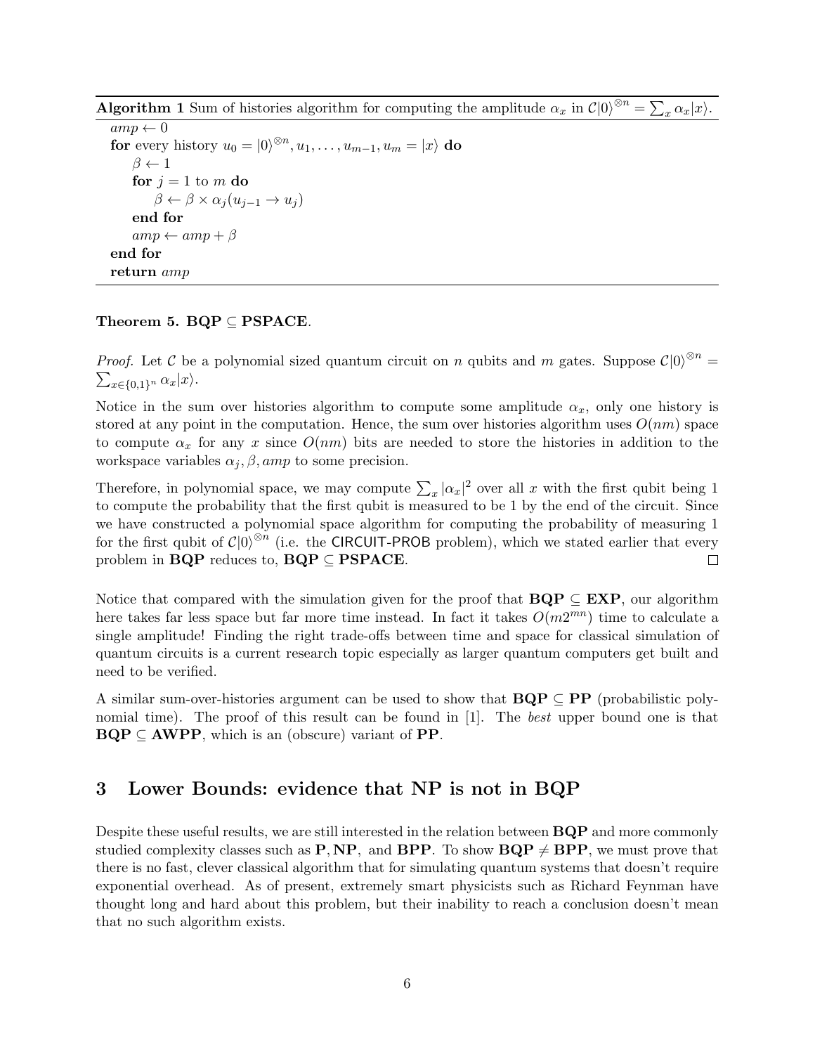**Algorithm 1** Sum of histories algorithm for computing the amplitude $\alpha_x$ in $\mathcal{C}|0\rangle^{\otimes n} = \sum_x \alpha_x |x\rangle$.

```
amp ← 0
for every history u_0 = |0⟩^{⊗n}, u_1, ..., u_{m-1}, u_m = |x⟩ do
    β ← 1
    for j = 1 to m do
        β ← β × α_j(u_{j-1} → u_j)
    end for
    amp ← amp + β
end for
return amp
```

**Theorem 5. BQP $\subseteq$ PSPACE.**

*Proof.* Let $\mathcal{C}$ be a polynomial sized quantum circuit on $n$ qubits and $m$ gates. Suppose $\mathcal{C}|0\rangle^{\otimes n} = \sum_{x\in\{0,1\}^n} \alpha_x |x\rangle$.

Notice in the sum over histories algorithm to compute some amplitude $\alpha_x$, only one history is stored at any point in the computation. Hence, the sum over histories algorithm uses $O(nm)$ space to compute $\alpha_x$ for any $x$ since $O(nm)$ bits are needed to store the histories in addition to the workspace variables $\alpha_j, \beta, amp$ to some precision.

Therefore, in polynomial space, we may compute $\sum_x |\alpha_x|^2$ over all $x$ with the first qubit being 1 to compute the probability that the first qubit is measured to be 1 by the end of the circuit. Since we have constructed a polynomial space algorithm for computing the probability of measuring 1 for the first qubit of $\mathcal{C}|0\rangle^{\otimes n}$ (i.e. the CIRCUIT-PROB problem), which we stated earlier that every problem in **BQP** reduces to, **BQP** $\subseteq$ **PSPACE**. $\square$

Notice that compared with the simulation given for the proof that **BQP** $\subseteq$ **EXP**, our algorithm here takes far less space but far more time instead. In fact it takes $O(m2^{mn})$ time to calculate a single amplitude! Finding the right trade-offs between time and space for classical simulation of quantum circuits is a current research topic especially as larger quantum computers get built and need to be verified.

A similar sum-over-histories argument can be used to show that **BQP** $\subseteq$ **PP** (probabilistic polynomial time). The proof of this result can be found in [1]. The *best* upper bound one is that **BQP** $\subseteq$ **AWPP**, which is an (obscure) variant of **PP**.

## 3 Lower Bounds: evidence that NP is not in BQP

Despite these useful results, we are still interested in the relation between **BQP** and more commonly studied complexity classes such as **P**, **NP**, and **BPP**. To show **BQP** $\neq$ **BPP**, we must prove that there is no fast, clever classical algorithm that for simulating quantum systems that doesn't require exponential overhead. As of present, extremely smart physicists such as Richard Feynman have thought long and hard about this problem, but their inability to reach a conclusion doesn't mean that no such algorithm exists.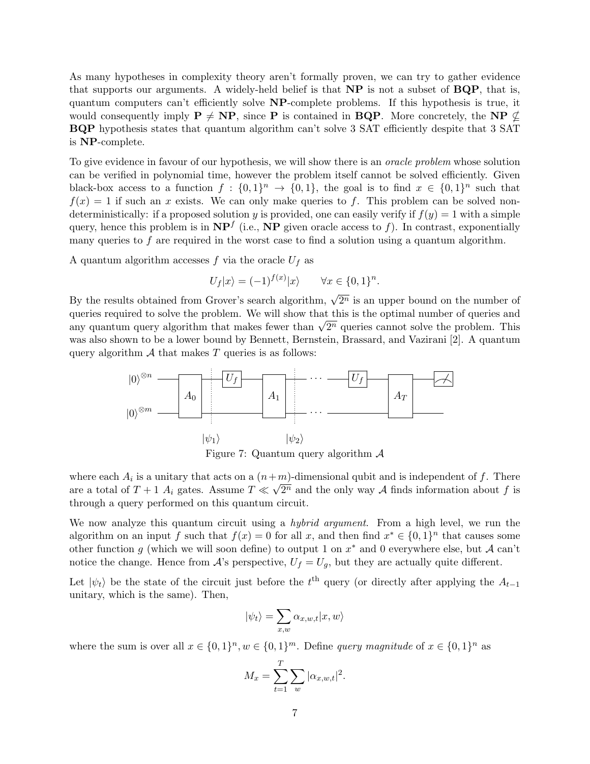As many hypotheses in complexity theory aren't formally proven, we can try to gather evidence that supports our arguments. A widely-held belief is that **NP** is not a subset of **BQP**, that is, quantum computers can't efficiently solve **NP**-complete problems. If this hypothesis is true, it would consequently imply **P** $\neq$ **NP**, since **P** is contained in **BQP**. More concretely, the **NP** $\not\subseteq$ **BQP** hypothesis states that quantum algorithm can't solve 3 SAT efficiently despite that 3 SAT is **NP**-complete.

To give evidence in favour of our hypothesis, we will show there is an *oracle problem* whose solution can be verified in polynomial time, however the problem itself cannot be solved efficiently. Given black-box access to a function $f : \{0,1\}^n \to \{0,1\}$, the goal is to find $x \in \{0,1\}^n$ such that $f(x) = 1$ if such an $x$ exists. We can only make queries to $f$. This problem can be solved non-deterministically: if a proposed solution $y$ is provided, one can easily verify if $f(y) = 1$ with a simple query, hence this problem is in $\mathbf{NP}^f$ (i.e., **NP** given oracle access to $f$). In contrast, exponentially many queries to $f$ are required in the worst case to find a solution using a quantum algorithm.

A quantum algorithm accesses $f$ via the oracle $U_f$ as

$$U_f|x\rangle = (-1)^{f(x)}|x\rangle \qquad \forall x \in \{0,1\}^n.$$

By the results obtained from Grover's search algorithm, $\sqrt{2^n}$ is an upper bound on the number of queries required to solve the problem. We will show that this is the optimal number of queries and any quantum query algorithm that makes fewer than $\sqrt{2^n}$ queries cannot solve the problem. This was also shown to be a lower bound by Bennett, Bernstein, Brassard, and Vazirani [2]. A quantum query algorithm $\mathcal{A}$ that makes $T$ queries is as follows:

Figure 7: Quantum query algorithm $\mathcal{A}$

where each $A_i$ is a unitary that acts on a $(n+m)$-dimensional qubit and is independent of $f$. There are a total of $T+1$ $A_i$ gates. Assume $T \ll \sqrt{2^n}$ and the only way $\mathcal{A}$ finds information about $f$ is through a query performed on this quantum circuit.

We now analyze this quantum circuit using a *hybrid argument*. From a high level, we run the algorithm on an input $f$ such that $f(x) = 0$ for all $x$, and then find $x^* \in \{0,1\}^n$ that causes some other function $g$ (which we will soon define) to output 1 on $x^*$ and 0 everywhere else, but $\mathcal{A}$ can't notice the change. Hence from $\mathcal{A}$'s perspective, $U_f = U_g$, but they are actually quite different.

Let $|\psi_t\rangle$ be the state of the circuit just before the $t^{\text{th}}$ query (or directly after applying the $A_{t-1}$ unitary, which is the same). Then,

$$|\psi_t\rangle = \sum_{x,w} \alpha_{x,w,t}|x,w\rangle$$

where the sum is over all $x \in \{0,1\}^n, w \in \{0,1\}^m$. Define *query magnitude* of $x \in \{0,1\}^n$ as

$$M_x = \sum_{t=1}^{T} \sum_{w} |\alpha_{x,w,t}|^2.$$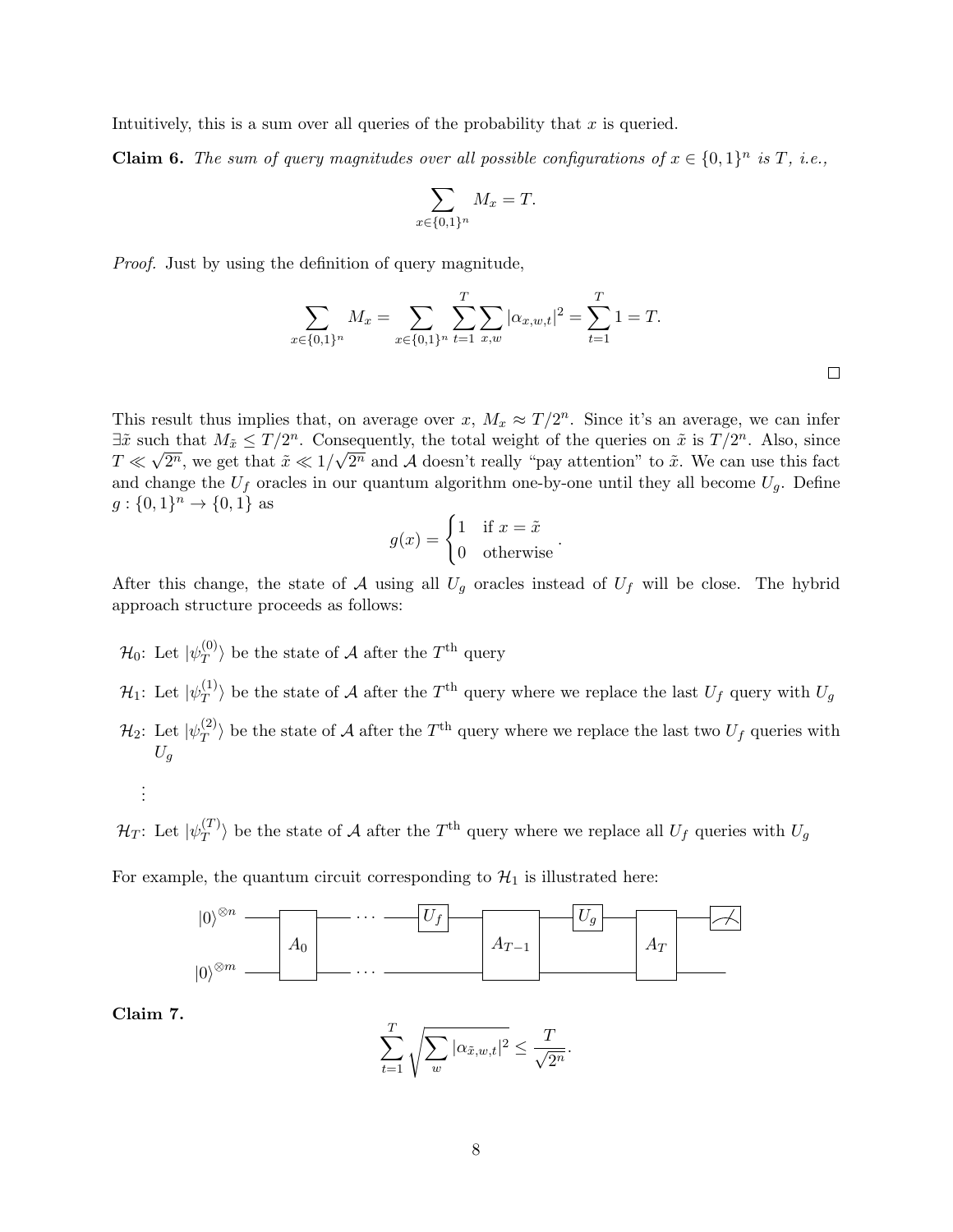Intuitively, this is a sum over all queries of the probability that $x$ is queried.

**Claim 6.** *The sum of query magnitudes over all possible configurations of $x \in \{0,1\}^n$ is $T$, i.e.,*

$$\sum_{x \in \{0,1\}^n} M_x = T.$$

*Proof.* Just by using the definition of query magnitude,

$$\sum_{x \in \{0,1\}^n} M_x = \sum_{x \in \{0,1\}^n} \sum_{t=1}^{T} \sum_{x,w} |\alpha_{x,w,t}|^2 = \sum_{t=1}^{T} 1 = T.$$

□

This result thus implies that, on average over $x$, $M_x \approx T/2^n$. Since it's an average, we can infer $\exists \tilde{x}$ such that $M_{\tilde{x}} \leq T/2^n$. Consequently, the total weight of the queries on $\tilde{x}$ is $T/2^n$. Also, since $T \ll \sqrt{2^n}$, we get that $\tilde{x} \ll 1/\sqrt{2^n}$ and $\mathcal{A}$ doesn't really "pay attention" to $\tilde{x}$. We can use this fact and change the $U_f$ oracles in our quantum algorithm one-by-one until they all become $U_g$. Define $g : \{0,1\}^n \to \{0,1\}$ as

$$g(x) = \begin{cases} 1 & \text{if } x = \tilde{x} \\ 0 & \text{otherwise} \end{cases}.$$

After this change, the state of $\mathcal{A}$ using all $U_g$ oracles instead of $U_f$ will be close. The hybrid approach structure proceeds as follows:

- $\mathcal{H}_0$: Let $|\psi_T^{(0)}\rangle$ be the state of $\mathcal{A}$ after the $T^{\text{th}}$ query
- $\mathcal{H}_1$: Let $|\psi_T^{(1)}\rangle$ be the state of $\mathcal{A}$ after the $T^{\text{th}}$ query where we replace the last $U_f$ query with $U_g$
- $\mathcal{H}_2$: Let $|\psi_T^{(2)}\rangle$ be the state of $\mathcal{A}$ after the $T^{\text{th}}$ query where we replace the last two $U_f$ queries with $U_g$

$\vdots$

- $\mathcal{H}_T$: Let $|\psi_T^{(T)}\rangle$ be the state of $\mathcal{A}$ after the $T^{\text{th}}$ query where we replace all $U_f$ queries with $U_g$

For example, the quantum circuit corresponding to $\mathcal{H}_1$ is illustrated here:

**Claim 7.**

$$\sum_{t=1}^{T} \sqrt{\sum_{w} |\alpha_{\tilde{x},w,t}|^2} \leq \frac{T}{\sqrt{2^n}}.$$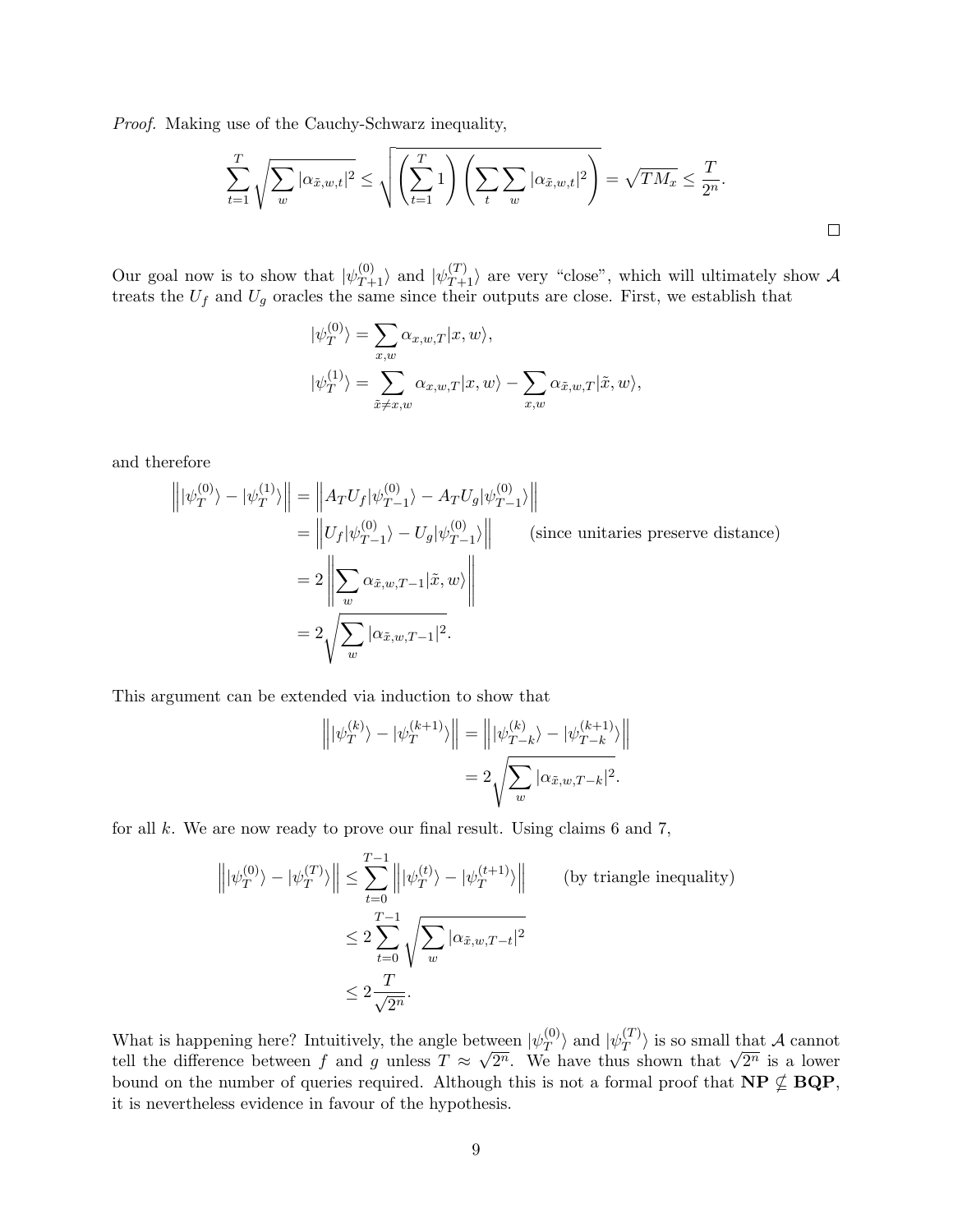*Proof.* Making use of the Cauchy-Schwarz inequality,

$$\sum_{t=1}^{T} \sqrt{\sum_{w} |\alpha_{\tilde{x},w,t}|^2} \leq \sqrt{\left(\sum_{t=1}^{T} 1\right)\left(\sum_{t}\sum_{w} |\alpha_{\tilde{x},w,t}|^2\right)} = \sqrt{TM_x} \leq \frac{T}{2^n}.$$

$\square$

Our goal now is to show that $|\psi_{T+1}^{(0)}\rangle$ and $|\psi_{T+1}^{(T)}\rangle$ are very "close", which will ultimately show $\mathcal{A}$ treats the $U_f$ and $U_g$ oracles the same since their outputs are close. First, we establish that

$$|\psi_T^{(0)}\rangle = \sum_{x,w} \alpha_{x,w,T}|x,w\rangle,$$
$$|\psi_T^{(1)}\rangle = \sum_{\tilde{x}\neq x,w} \alpha_{x,w,T}|x,w\rangle - \sum_{x,w} \alpha_{\tilde{x},w,T}|\tilde{x},w\rangle,$$

and therefore

$$\begin{aligned}
\left\| |\psi_T^{(0)}\rangle - |\psi_T^{(1)}\rangle \right\| &= \left\| A_T U_f |\psi_{T-1}^{(0)}\rangle - A_T U_g |\psi_{T-1}^{(0)}\rangle \right\| \\
&= \left\| U_f |\psi_{T-1}^{(0)}\rangle - U_g |\psi_{T-1}^{(0)}\rangle \right\| \qquad \text{(since unitaries preserve distance)} \\
&= 2 \left\| \sum_{w} \alpha_{\tilde{x},w,T-1}|\tilde{x},w\rangle \right\| \\
&= 2\sqrt{\sum_{w} |\alpha_{\tilde{x},w,T-1}|^2}.
\end{aligned}$$

This argument can be extended via induction to show that

$$\begin{aligned}
\left\| |\psi_T^{(k)}\rangle - |\psi_T^{(k+1)}\rangle \right\| &= \left\| |\psi_{T-k}^{(k)}\rangle - |\psi_{T-k}^{(k+1)}\rangle \right\| \\
&= 2\sqrt{\sum_{w} |\alpha_{\tilde{x},w,T-k}|^2}.
\end{aligned}$$

for all $k$. We are now ready to prove our final result. Using claims 6 and 7,

$$\begin{aligned}
\left\| |\psi_T^{(0)}\rangle - |\psi_T^{(T)}\rangle \right\| &\leq \sum_{t=0}^{T-1} \left\| |\psi_T^{(t)}\rangle - |\psi_T^{(t+1)}\rangle \right\| \qquad \text{(by triangle inequality)} \\
&\leq 2\sum_{t=0}^{T-1} \sqrt{\sum_{w} |\alpha_{\tilde{x},w,T-t}|^2} \\
&\leq 2\frac{T}{\sqrt{2^n}}.
\end{aligned}$$

What is happening here? Intuitively, the angle between $|\psi_T^{(0)}\rangle$ and $|\psi_T^{(T)}\rangle$ is so small that $\mathcal{A}$ cannot tell the difference between $f$ and $g$ unless $T \approx \sqrt{2^n}$. We have thus shown that $\sqrt{2^n}$ is a lower bound on the number of queries required. Although this is not a formal proof that $\mathbf{NP} \not\subseteq \mathbf{BQP}$, it is nevertheless evidence in favour of the hypothesis.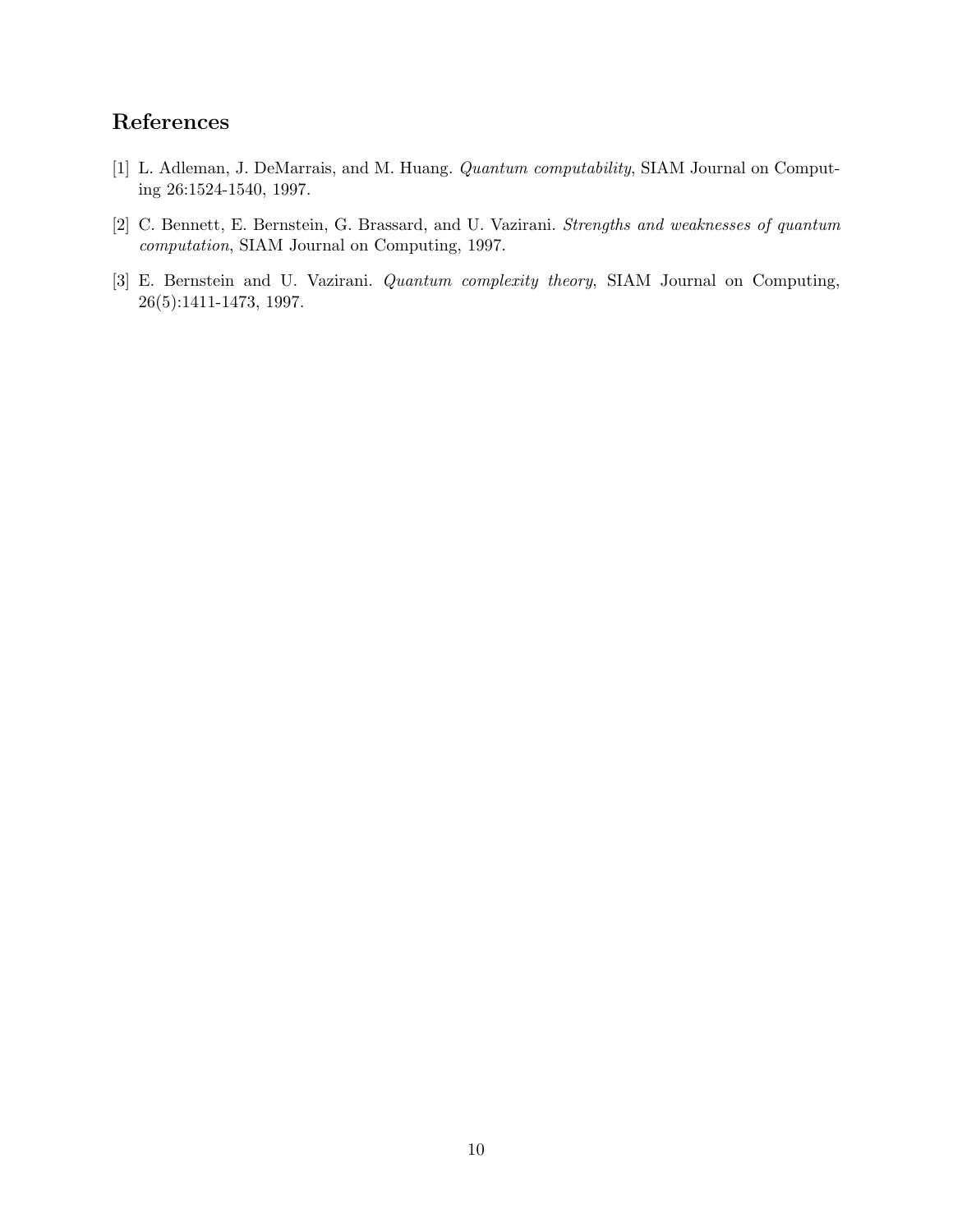## References

[1] L. Adleman, J. DeMarrais, and M. Huang. *Quantum computability*, SIAM Journal on Computing 26:1524-1540, 1997.

[2] C. Bennett, E. Bernstein, G. Brassard, and U. Vazirani. *Strengths and weaknesses of quantum computation*, SIAM Journal on Computing, 1997.

[3] E. Bernstein and U. Vazirani. *Quantum complexity theory*, SIAM Journal on Computing, 26(5):1411-1473, 1997.